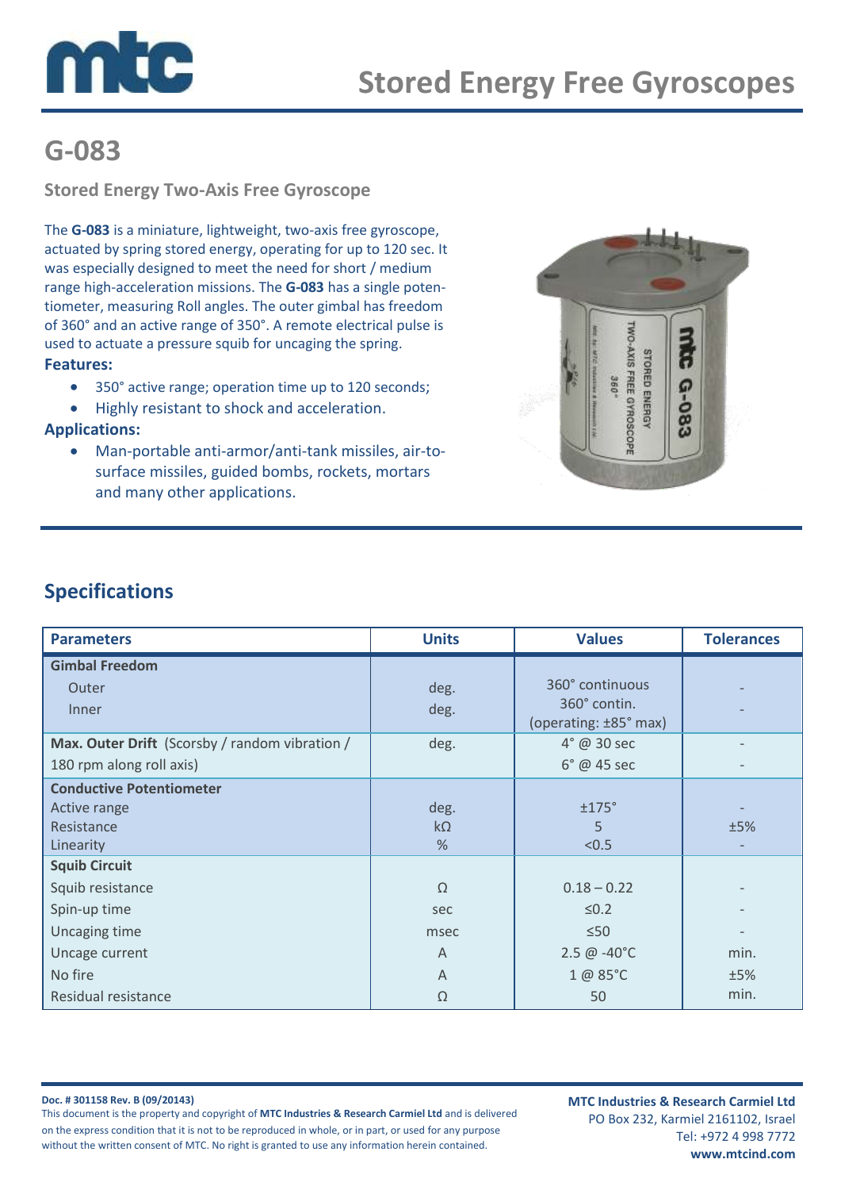# Stored Energy Free Gyroscopes

## G-083

### Stored Energy Two-Axis Free Gyroscope

The **G-083** is a miniature, lightweight, two-axis free gyroscope, actuated by spring stored energy, operating for up to 120 sec. It was especially designed to meet the need for short / medium range high-acceleration missions. The **G-083** has a single potentiometer, measuring Roll angles. The outer gimbal has freedom of 360° and an active range of 350°. A remote electrical pulse is used to actuate a pressure squib for uncaging the spring.

**Features:**

- 350° active range; operation time up to 120 seconds;
- Highly resistant to shock and acceleration.

**Applications:**

- Man-portable anti-armor/anti-tank missiles, air-to-surface missiles, guided bombs, rockets, mortars and many other applications.

## Specifications

| Parameters | Units | Values | Tolerances |
|---|---|---|---|
| **Gimbal Freedom** | | | |
| Outer | deg. | 360° continuous | - |
| Inner | deg. | 360° contin. (operating: ±85° max) | - |
| **Max. Outer Drift** (Scorsby / random vibration / 180 rpm along roll axis) | deg. | 4° @ 30 sec | - |
| | | 6° @ 45 sec | - |
| **Conductive Potentiometer** | | | |
| Active range | deg. | ±175° | - |
| Resistance | kΩ | 5 | ±5% |
| Linearity | % | <0.5 | - |
| **Squib Circuit** | | | |
| Squib resistance | Ω | 0.18 – 0.22 | - |
| Spin-up time | sec | ≤0.2 | - |
| Uncaging time | msec | ≤50 | - |
| Uncage current | A | 2.5 @ -40°C | min. |
| No fire | A | 1 @ 85°C | ±5% |
| Residual resistance | Ω | 50 | min. |

**Doc. # 301158 Rev. B (09/20143)**
This document is the property and copyright of **MTC Industries & Research Carmiel Ltd** and is delivered on the express condition that it is not to be reproduced in whole, or in part, or used for any purpose without the written consent of MTC. No right is granted to use any information herein contained.

**MTC Industries & Research Carmiel Ltd**
PO Box 232, Karmiel 2161102, Israel
Tel: +972 4 998 7772
**www.mtcind.com**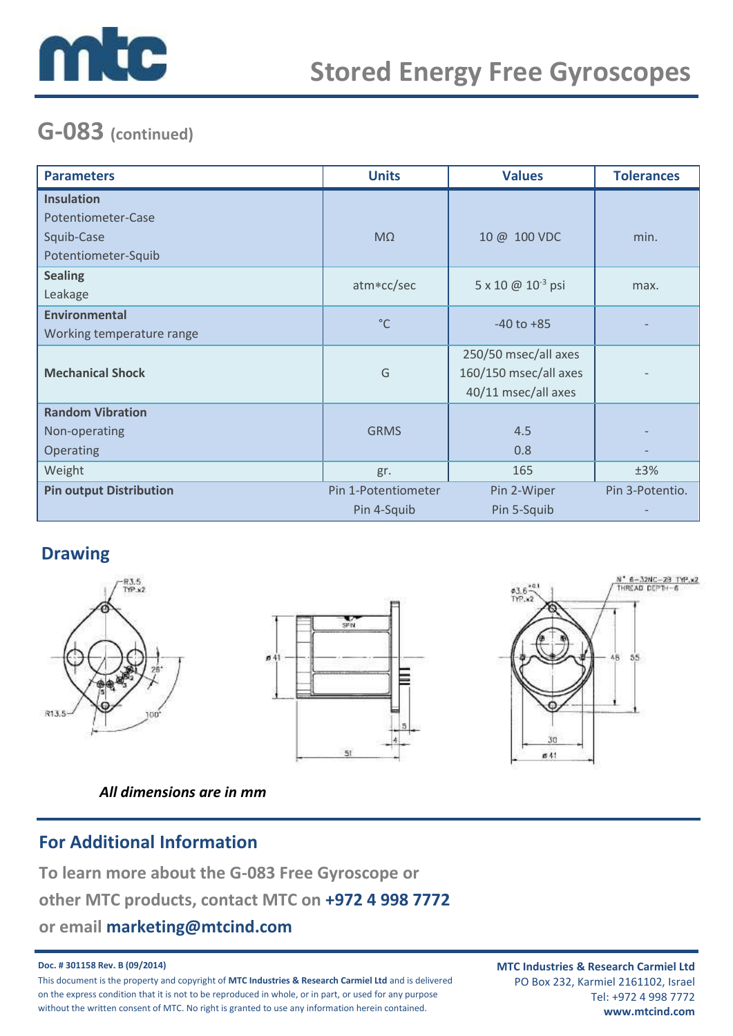# Stored Energy Free Gyroscopes

## G-083 (continued)

| Parameters | Units | Values | Tolerances |
|---|---|---|---|
| **Insulation**<br>Potentiometer-Case<br>Squib-Case<br>Potentiometer-Squib | MΩ | 10 @ 100 VDC | min. |
| **Sealing**<br>Leakage | atm*cc/sec | 5 x 10 @ $10^{-3}$ psi | max. |
| **Environmental**<br>Working temperature range | °C | -40 to +85 | - |
| **Mechanical Shock** | G | 250/50 msec/all axes<br>160/150 msec/all axes<br>40/11 msec/all axes | - |
| **Random Vibration**<br>Non-operating<br>Operating | GRMS | 4.5<br>0.8 | -<br>- |
| Weight | gr. | 165 | ±3% |
| **Pin output Distribution** | Pin 1-Potentiometer<br>Pin 4-Squib | Pin 2-Wiper<br>Pin 5-Squib | Pin 3-Potentio.<br>- |

## Drawing

R3.5 TYP.x2

26°

R13.5

100°

SPIN

ø 41

51

5

4

ø3.6 +0.1 TYP.x2

N° 6-32NC-2B TYP.x2 THREAD DEPTH-6

48

55

30

ø 41

***All dimensions are in mm***

## For Additional Information

**To learn more about the G-083 Free Gyroscope or other MTC products, contact MTC on +972 4 998 7772 or email marketing@mtcind.com**

**Doc. # 301158 Rev. B (09/2014)**

This document is the property and copyright of **MTC Industries & Research Carmiel Ltd** and is delivered on the express condition that it is not to be reproduced in whole, or in part, or used for any purpose without the written consent of MTC. No right is granted to use any information herein contained.

**MTC Industries & Research Carmiel Ltd**
PO Box 232, Karmiel 2161102, Israel
Tel: +972 4 998 7772
**www.mtcind.com**